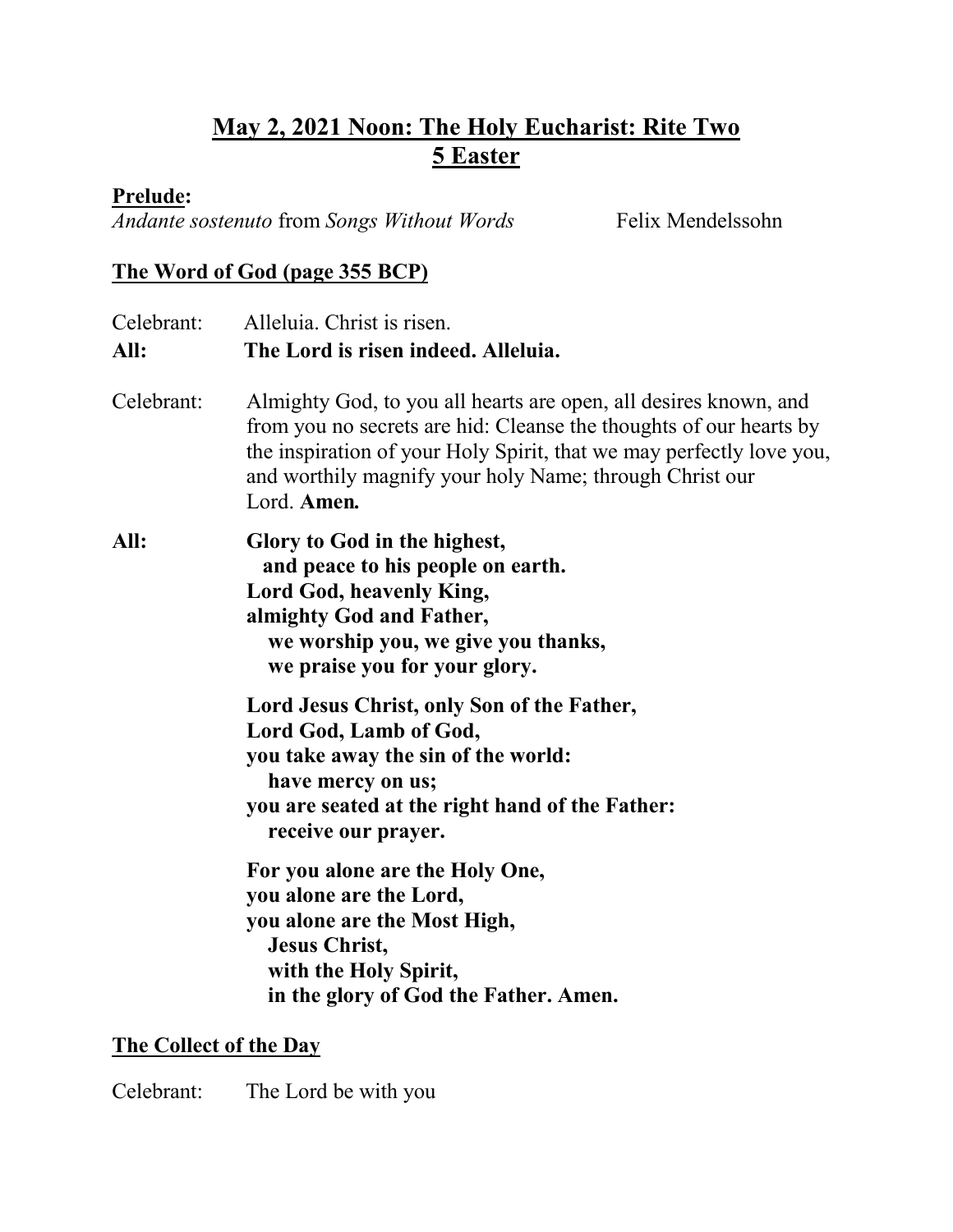# May 2, 2021 Noon: The Holy Eucharist: Rite Two
# 5 Easter

**Prelude:**
*Andante sostenuto* from *Songs Without Words* Felix Mendelssohn

## The Word of God (page 355 BCP)

Celebrant: Alleluia. Christ is risen.
**All: The Lord is risen indeed. Alleluia.**

Celebrant: Almighty God, to you all hearts are open, all desires known, and from you no secrets are hid: Cleanse the thoughts of our hearts by the inspiration of your Holy Spirit, that we may perfectly love you, and worthily magnify your holy Name; through Christ our Lord. **Amen.**

**All: Glory to God in the highest,**
**and peace to his people on earth.**
**Lord God, heavenly King,**
**almighty God and Father,**
**we worship you, we give you thanks,**
**we praise you for your glory.**

**Lord Jesus Christ, only Son of the Father,**
**Lord God, Lamb of God,**
**you take away the sin of the world:**
**have mercy on us;**
**you are seated at the right hand of the Father:**
**receive our prayer.**

**For you alone are the Holy One,**
**you alone are the Lord,**
**you alone are the Most High,**
**Jesus Christ,**
**with the Holy Spirit,**
**in the glory of God the Father. Amen.**

## The Collect of the Day

Celebrant: The Lord be with you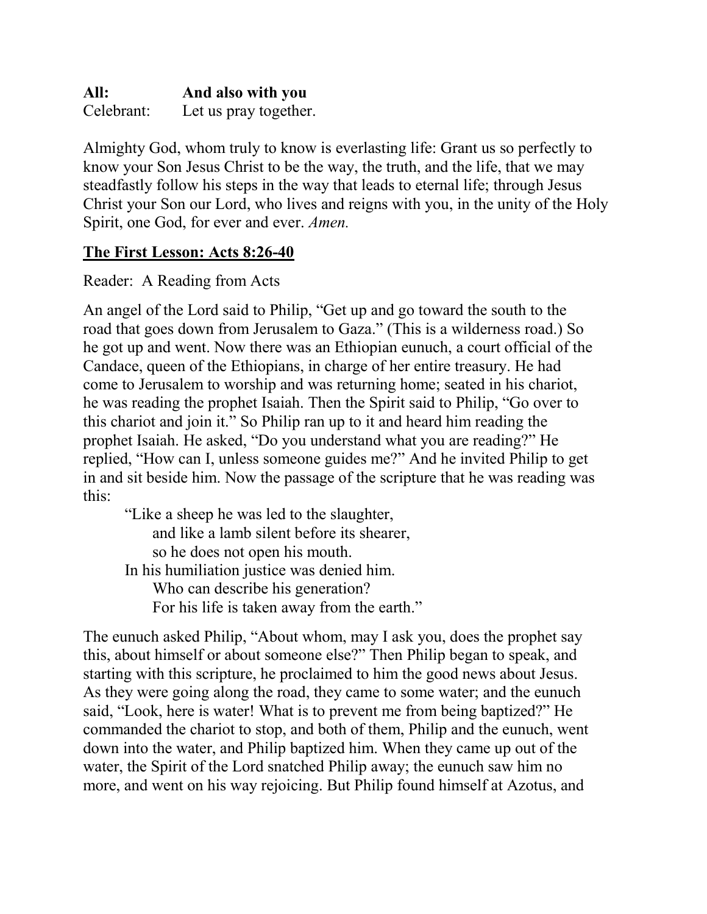**All:** **And also with you**
Celebrant: Let us pray together.

Almighty God, whom truly to know is everlasting life: Grant us so perfectly to know your Son Jesus Christ to be the way, the truth, and the life, that we may steadfastly follow his steps in the way that leads to eternal life; through Jesus Christ your Son our Lord, who lives and reigns with you, in the unity of the Holy Spirit, one God, for ever and ever. *Amen.*

**<u>The First Lesson: Acts 8:26-40</u>**

Reader: A Reading from Acts

An angel of the Lord said to Philip, "Get up and go toward the south to the road that goes down from Jerusalem to Gaza." (This is a wilderness road.) So he got up and went. Now there was an Ethiopian eunuch, a court official of the Candace, queen of the Ethiopians, in charge of her entire treasury. He had come to Jerusalem to worship and was returning home; seated in his chariot, he was reading the prophet Isaiah. Then the Spirit said to Philip, "Go over to this chariot and join it." So Philip ran up to it and heard him reading the prophet Isaiah. He asked, "Do you understand what you are reading?" He replied, "How can I, unless someone guides me?" And he invited Philip to get in and sit beside him. Now the passage of the scripture that he was reading was this:

> "Like a sheep he was led to the slaughter,
> and like a lamb silent before its shearer,
> so he does not open his mouth.
> In his humiliation justice was denied him.
> Who can describe his generation?
> For his life is taken away from the earth."

The eunuch asked Philip, "About whom, may I ask you, does the prophet say this, about himself or about someone else?" Then Philip began to speak, and starting with this scripture, he proclaimed to him the good news about Jesus. As they were going along the road, they came to some water; and the eunuch said, "Look, here is water! What is to prevent me from being baptized?" He commanded the chariot to stop, and both of them, Philip and the eunuch, went down into the water, and Philip baptized him. When they came up out of the water, the Spirit of the Lord snatched Philip away; the eunuch saw him no more, and went on his way rejoicing. But Philip found himself at Azotus, and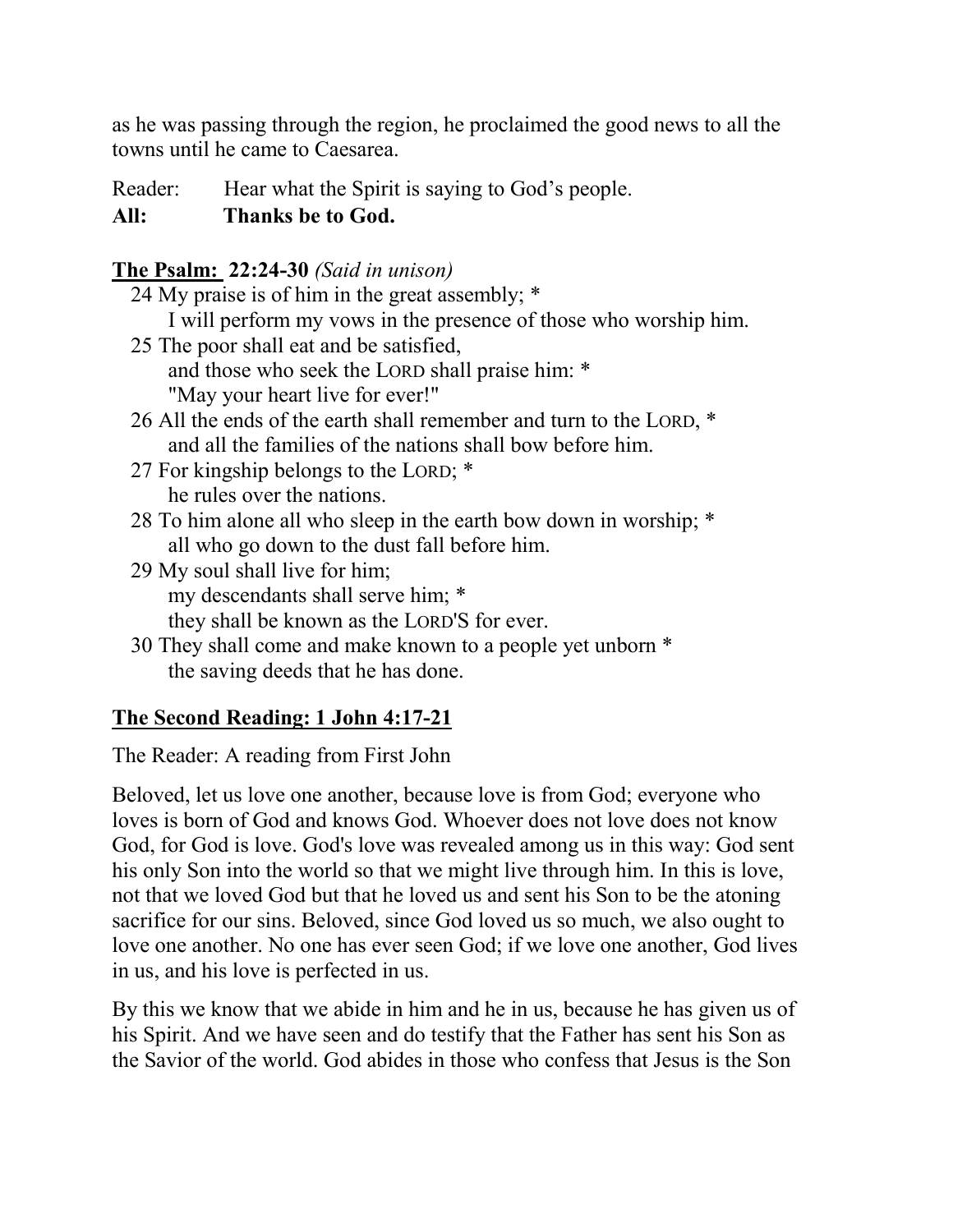as he was passing through the region, he proclaimed the good news to all the towns until he came to Caesarea.

Reader: Hear what the Spirit is saying to God's people.

**All: Thanks be to God.**

**The Psalm: 22:24-30** *(Said in unison)*

24 My praise is of him in the great assembly; *
  I will perform my vows in the presence of those who worship him.

25 The poor shall eat and be satisfied,
  and those who seek the LORD shall praise him: *
  "May your heart live for ever!"

26 All the ends of the earth shall remember and turn to the LORD, *
  and all the families of the nations shall bow before him.

27 For kingship belongs to the LORD; *
  he rules over the nations.

28 To him alone all who sleep in the earth bow down in worship; *
  all who go down to the dust fall before him.

29 My soul shall live for him;
  my descendants shall serve him; *
  they shall be known as the LORD'S for ever.

30 They shall come and make known to a people yet unborn *
  the saving deeds that he has done.

**The Second Reading: 1 John 4:17-21**

The Reader: A reading from First John

Beloved, let us love one another, because love is from God; everyone who loves is born of God and knows God. Whoever does not love does not know God, for God is love. God's love was revealed among us in this way: God sent his only Son into the world so that we might live through him. In this is love, not that we loved God but that he loved us and sent his Son to be the atoning sacrifice for our sins. Beloved, since God loved us so much, we also ought to love one another. No one has ever seen God; if we love one another, God lives in us, and his love is perfected in us.

By this we know that we abide in him and he in us, because he has given us of his Spirit. And we have seen and do testify that the Father has sent his Son as the Savior of the world. God abides in those who confess that Jesus is the Son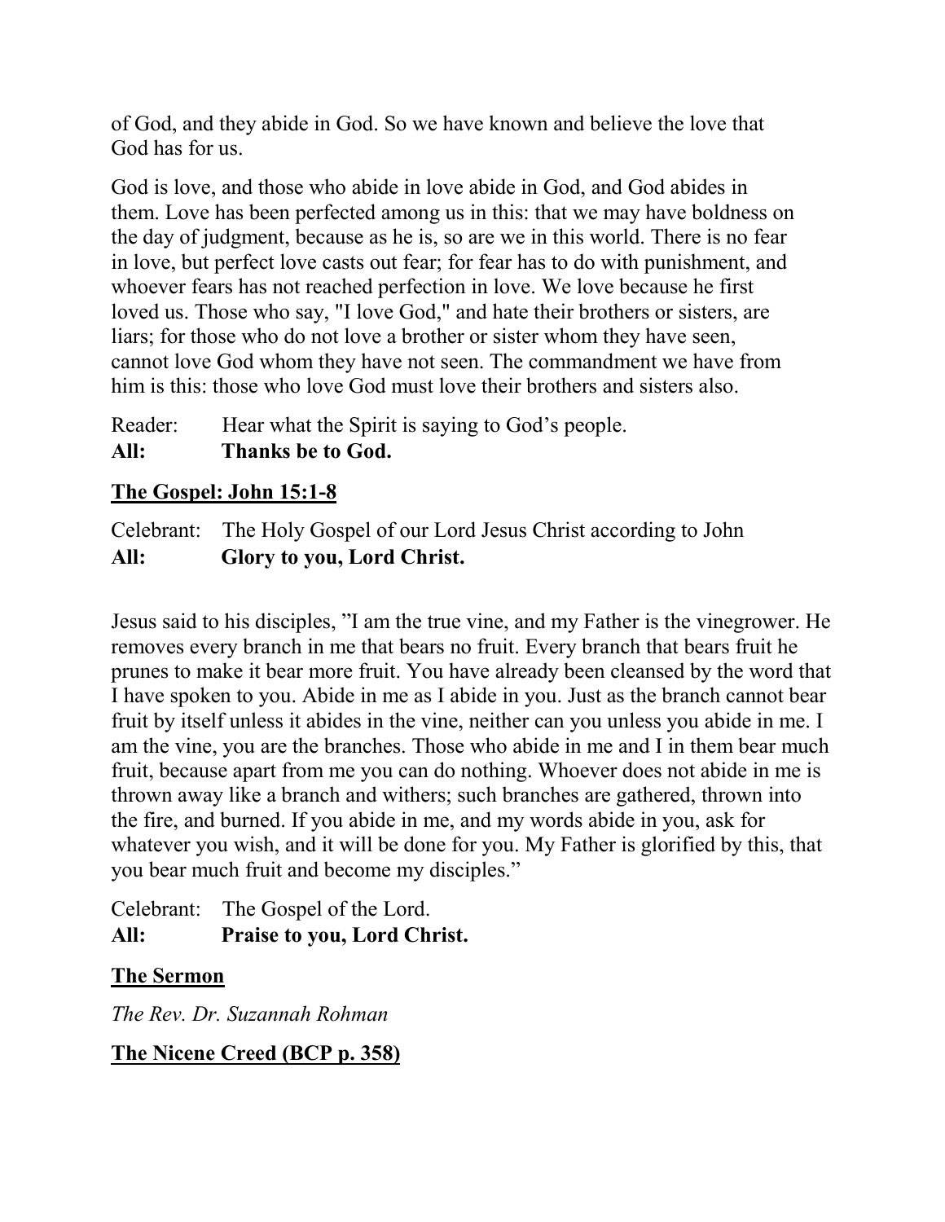of God, and they abide in God. So we have known and believe the love that God has for us.

God is love, and those who abide in love abide in God, and God abides in them. Love has been perfected among us in this: that we may have boldness on the day of judgment, because as he is, so are we in this world. There is no fear in love, but perfect love casts out fear; for fear has to do with punishment, and whoever fears has not reached perfection in love. We love because he first loved us. Those who say, "I love God," and hate their brothers or sisters, are liars; for those who do not love a brother or sister whom they have seen, cannot love God whom they have not seen. The commandment we have from him is this: those who love God must love their brothers and sisters also.

Reader: Hear what the Spirit is saying to God's people.
**All: Thanks be to God.**

**<u>The Gospel: John 15:1-8</u>**

Celebrant: The Holy Gospel of our Lord Jesus Christ according to John
**All: Glory to you, Lord Christ.**

Jesus said to his disciples, "I am the true vine, and my Father is the vinegrower. He removes every branch in me that bears no fruit. Every branch that bears fruit he prunes to make it bear more fruit. You have already been cleansed by the word that I have spoken to you. Abide in me as I abide in you. Just as the branch cannot bear fruit by itself unless it abides in the vine, neither can you unless you abide in me. I am the vine, you are the branches. Those who abide in me and I in them bear much fruit, because apart from me you can do nothing. Whoever does not abide in me is thrown away like a branch and withers; such branches are gathered, thrown into the fire, and burned. If you abide in me, and my words abide in you, ask for whatever you wish, and it will be done for you. My Father is glorified by this, that you bear much fruit and become my disciples."

Celebrant: The Gospel of the Lord.
**All: Praise to you, Lord Christ.**

**<u>The Sermon</u>**

*The Rev. Dr. Suzannah Rohman*

**<u>The Nicene Creed (BCP p. 358)</u>**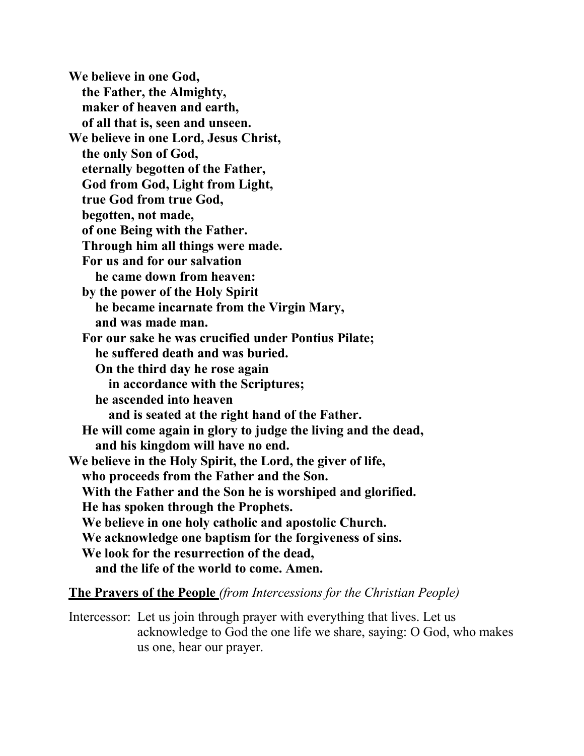**We believe in one God,**
**the Father, the Almighty,**
**maker of heaven and earth,**
**of all that is, seen and unseen.**
**We believe in one Lord, Jesus Christ,**
**the only Son of God,**
**eternally begotten of the Father,**
**God from God, Light from Light,**
**true God from true God,**
**begotten, not made,**
**of one Being with the Father.**
**Through him all things were made.**
**For us and for our salvation**
**he came down from heaven:**
**by the power of the Holy Spirit**
**he became incarnate from the Virgin Mary,**
**and was made man.**
**For our sake he was crucified under Pontius Pilate;**
**he suffered death and was buried.**
**On the third day he rose again**
**in accordance with the Scriptures;**
**he ascended into heaven**
**and is seated at the right hand of the Father.**
**He will come again in glory to judge the living and the dead,**
**and his kingdom will have no end.**
**We believe in the Holy Spirit, the Lord, the giver of life,**
**who proceeds from the Father and the Son.**
**With the Father and the Son he is worshiped and glorified.**
**He has spoken through the Prophets.**
**We believe in one holy catholic and apostolic Church.**
**We acknowledge one baptism for the forgiveness of sins.**
**We look for the resurrection of the dead,**
**and the life of the world to come. Amen.**

**The Prayers of the People** *(from Intercessions for the Christian People)*

Intercessor: Let us join through prayer with everything that lives. Let us acknowledge to God the one life we share, saying: O God, who makes us one, hear our prayer.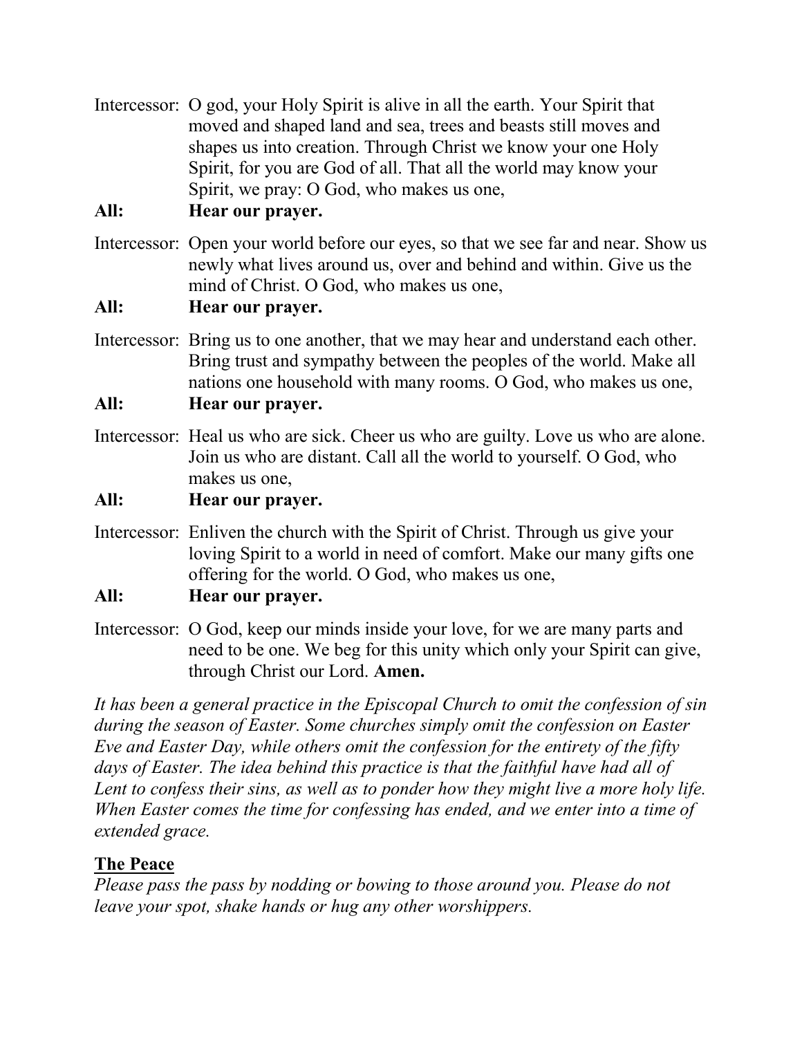Intercessor: O god, your Holy Spirit is alive in all the earth. Your Spirit that moved and shaped land and sea, trees and beasts still moves and shapes us into creation. Through Christ we know your one Holy Spirit, for you are God of all. That all the world may know your Spirit, we pray: O God, who makes us one,

**All: Hear our prayer.**

Intercessor: Open your world before our eyes, so that we see far and near. Show us newly what lives around us, over and behind and within. Give us the mind of Christ. O God, who makes us one,

**All: Hear our prayer.**

Intercessor: Bring us to one another, that we may hear and understand each other. Bring trust and sympathy between the peoples of the world. Make all nations one household with many rooms. O God, who makes us one,

**All: Hear our prayer.**

Intercessor: Heal us who are sick. Cheer us who are guilty. Love us who are alone. Join us who are distant. Call all the world to yourself. O God, who makes us one,

**All: Hear our prayer.**

Intercessor: Enliven the church with the Spirit of Christ. Through us give your loving Spirit to a world in need of comfort. Make our many gifts one offering for the world. O God, who makes us one,

**All: Hear our prayer.**

Intercessor: O God, keep our minds inside your love, for we are many parts and need to be one. We beg for this unity which only your Spirit can give, through Christ our Lord. **Amen.**

*It has been a general practice in the Episcopal Church to omit the confession of sin during the season of Easter. Some churches simply omit the confession on Easter Eve and Easter Day, while others omit the confession for the entirety of the fifty days of Easter. The idea behind this practice is that the faithful have had all of Lent to confess their sins, as well as to ponder how they might live a more holy life. When Easter comes the time for confessing has ended, and we enter into a time of extended grace.*

## The Peace

*Please pass the pass by nodding or bowing to those around you. Please do not leave your spot, shake hands or hug any other worshippers.*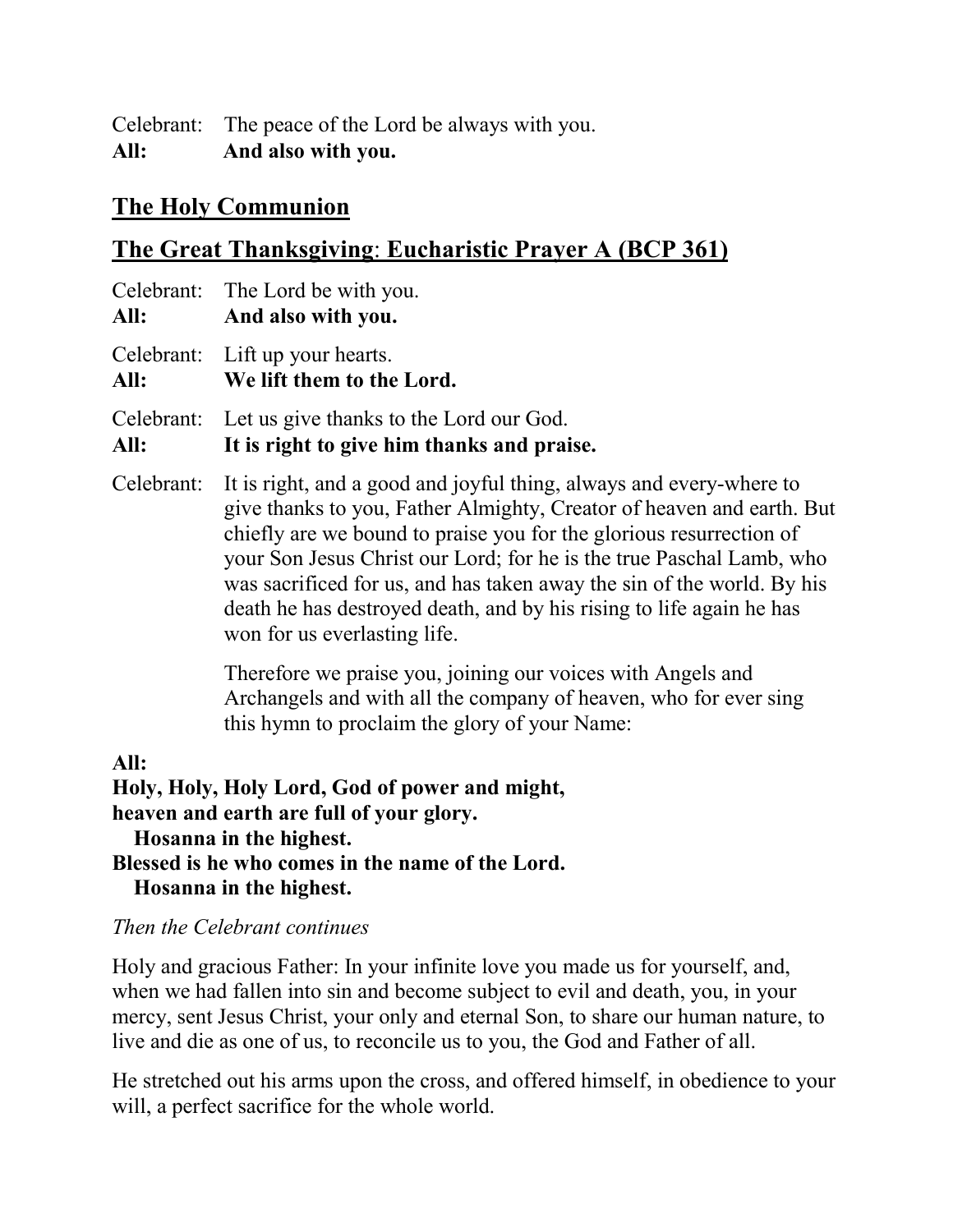Celebrant: The peace of the Lord be always with you.
**All: And also with you.**

## The Holy Communion

## The Great Thanksgiving: Eucharistic Prayer A (BCP 361)

Celebrant: The Lord be with you.
**All: And also with you.**

Celebrant: Lift up your hearts.
**All: We lift them to the Lord.**

Celebrant: Let us give thanks to the Lord our God.
**All: It is right to give him thanks and praise.**

Celebrant: It is right, and a good and joyful thing, always and every-where to give thanks to you, Father Almighty, Creator of heaven and earth. But chiefly are we bound to praise you for the glorious resurrection of your Son Jesus Christ our Lord; for he is the true Paschal Lamb, who was sacrificed for us, and has taken away the sin of the world. By his death he has destroyed death, and by his rising to life again he has won for us everlasting life.

Therefore we praise you, joining our voices with Angels and Archangels and with all the company of heaven, who for ever sing this hymn to proclaim the glory of your Name:

**All:**
**Holy, Holy, Holy Lord, God of power and might,**
**heaven and earth are full of your glory.**
**Hosanna in the highest.**
**Blessed is he who comes in the name of the Lord.**
**Hosanna in the highest.**

*Then the Celebrant continues*

Holy and gracious Father: In your infinite love you made us for yourself, and, when we had fallen into sin and become subject to evil and death, you, in your mercy, sent Jesus Christ, your only and eternal Son, to share our human nature, to live and die as one of us, to reconcile us to you, the God and Father of all.

He stretched out his arms upon the cross, and offered himself, in obedience to your will, a perfect sacrifice for the whole world.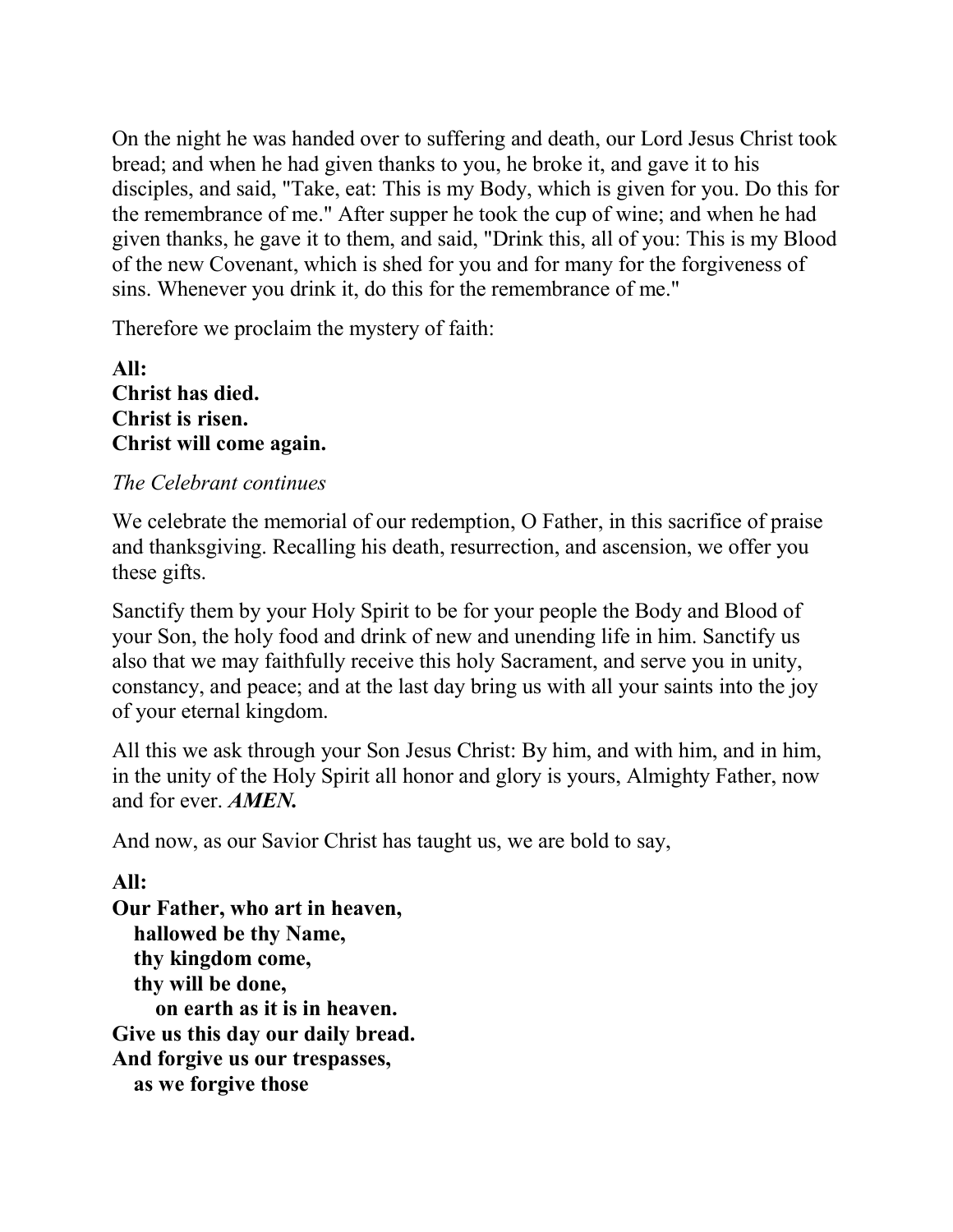On the night he was handed over to suffering and death, our Lord Jesus Christ took bread; and when he had given thanks to you, he broke it, and gave it to his disciples, and said, "Take, eat: This is my Body, which is given for you. Do this for the remembrance of me." After supper he took the cup of wine; and when he had given thanks, he gave it to them, and said, "Drink this, all of you: This is my Blood of the new Covenant, which is shed for you and for many for the forgiveness of sins. Whenever you drink it, do this for the remembrance of me."

Therefore we proclaim the mystery of faith:

**All:**
**Christ has died.**
**Christ is risen.**
**Christ will come again.**

*The Celebrant continues*

We celebrate the memorial of our redemption, O Father, in this sacrifice of praise and thanksgiving. Recalling his death, resurrection, and ascension, we offer you these gifts.

Sanctify them by your Holy Spirit to be for your people the Body and Blood of your Son, the holy food and drink of new and unending life in him. Sanctify us also that we may faithfully receive this holy Sacrament, and serve you in unity, constancy, and peace; and at the last day bring us with all your saints into the joy of your eternal kingdom.

All this we ask through your Son Jesus Christ: By him, and with him, and in him, in the unity of the Holy Spirit all honor and glory is yours, Almighty Father, now and for ever. ***AMEN.***

And now, as our Savior Christ has taught us, we are bold to say,

**All:**
**Our Father, who art in heaven,**
**hallowed be thy Name,**
**thy kingdom come,**
**thy will be done,**
**on earth as it is in heaven.**
**Give us this day our daily bread.**
**And forgive us our trespasses,**
**as we forgive those**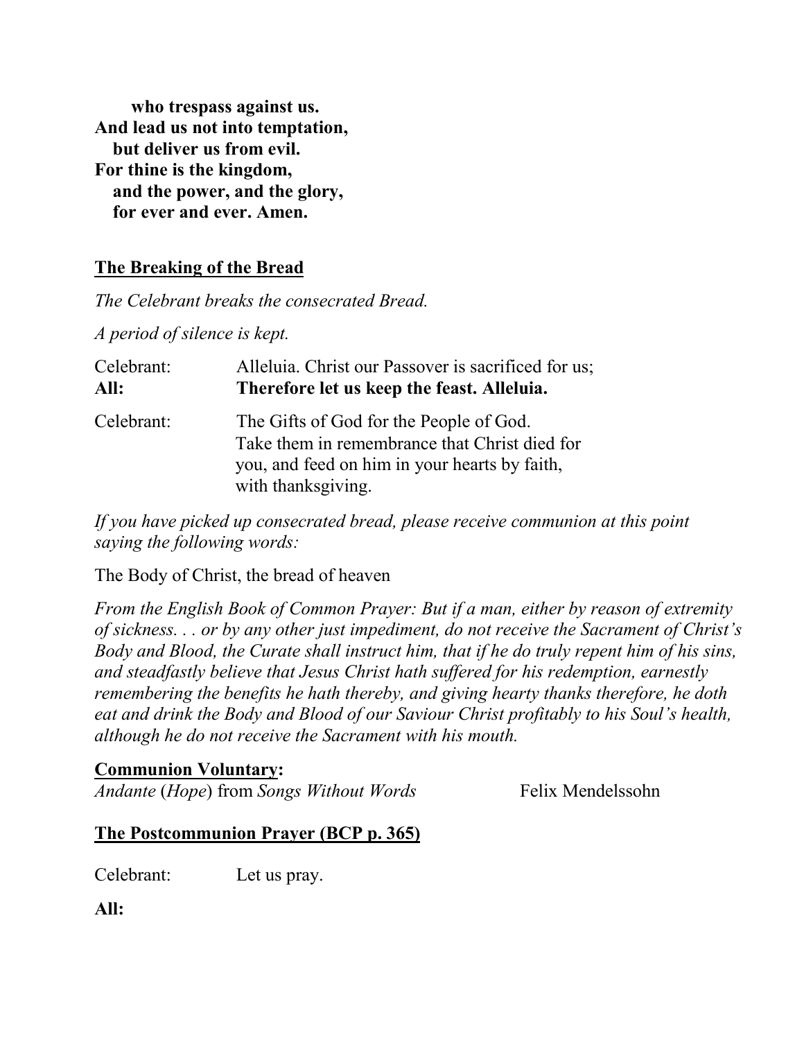**who trespass against us.**
**And lead us not into temptation,**
**but deliver us from evil.**
**For thine is the kingdom,**
**and the power, and the glory,**
**for ever and ever. Amen.**

## The Breaking of the Bread

*The Celebrant breaks the consecrated Bread.*

*A period of silence is kept.*

Celebrant: Alleluia. Christ our Passover is sacrificed for us;
**All: Therefore let us keep the feast. Alleluia.**

Celebrant: The Gifts of God for the People of God. Take them in remembrance that Christ died for you, and feed on him in your hearts by faith, with thanksgiving.

*If you have picked up consecrated bread, please receive communion at this point saying the following words:*

The Body of Christ, the bread of heaven

*From the English Book of Common Prayer: But if a man, either by reason of extremity of sickness. . . or by any other just impediment, do not receive the Sacrament of Christ's Body and Blood, the Curate shall instruct him, that if he do truly repent him of his sins, and steadfastly believe that Jesus Christ hath suffered for his redemption, earnestly remembering the benefits he hath thereby, and giving hearty thanks therefore, he doth eat and drink the Body and Blood of our Saviour Christ profitably to his Soul's health, although he do not receive the Sacrament with his mouth.*

## Communion Voluntary:

*Andante* (*Hope*) from *Songs Without Words* — Felix Mendelssohn

## The Postcommunion Prayer (BCP p. 365)

Celebrant: Let us pray.

**All:**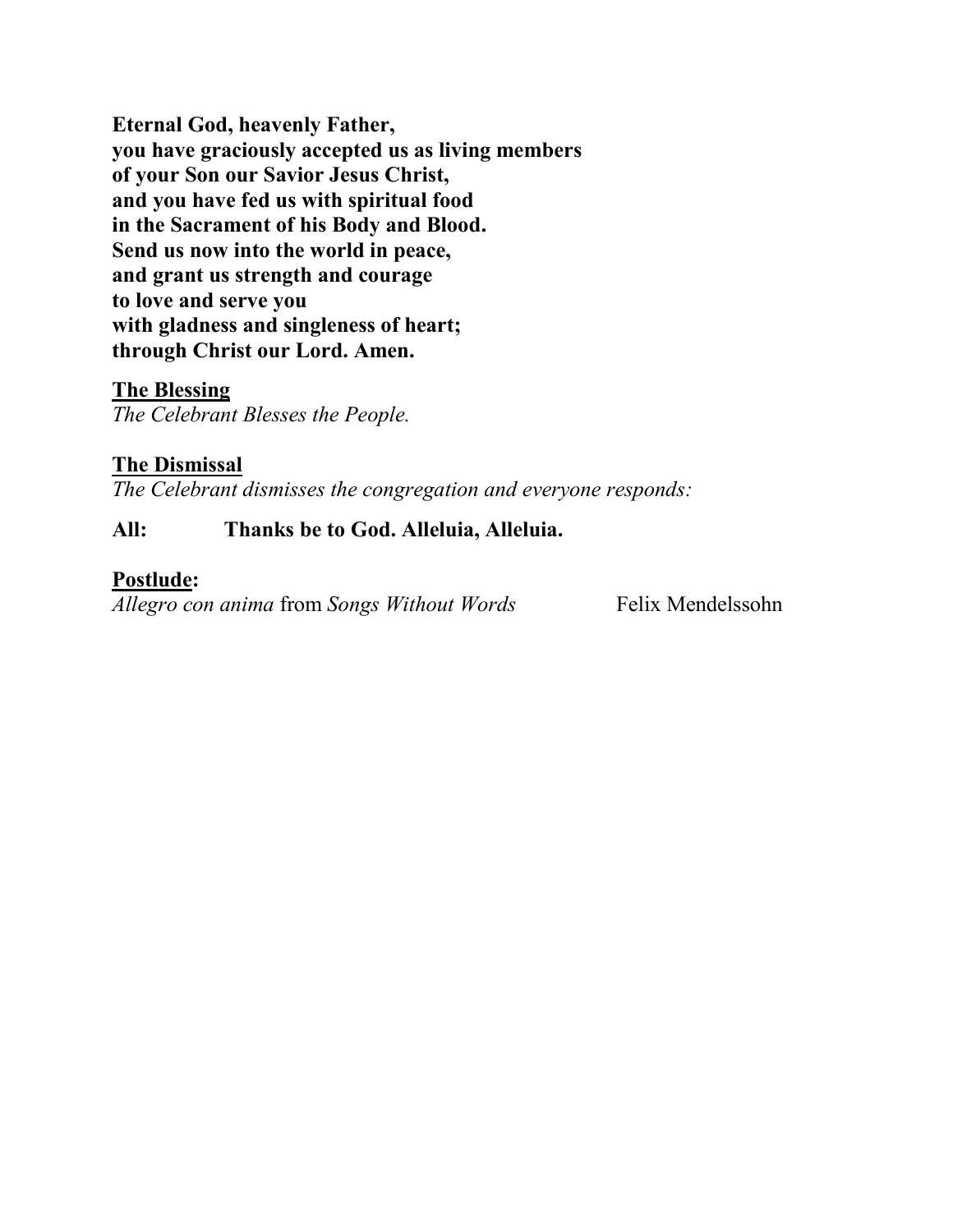**Eternal God, heavenly Father,**
**you have graciously accepted us as living members**
**of your Son our Savior Jesus Christ,**
**and you have fed us with spiritual food**
**in the Sacrament of his Body and Blood.**
**Send us now into the world in peace,**
**and grant us strength and courage**
**to love and serve you**
**with gladness and singleness of heart;**
**through Christ our Lord. Amen.**

**<u>The Blessing</u>**
*The Celebrant Blesses the People.*

**<u>The Dismissal</u>**
*The Celebrant dismisses the congregation and everyone responds:*

**All: Thanks be to God. Alleluia, Alleluia.**

**<u>Postlude</u>:**
*Allegro con anima* from *Songs Without Words* Felix Mendelssohn